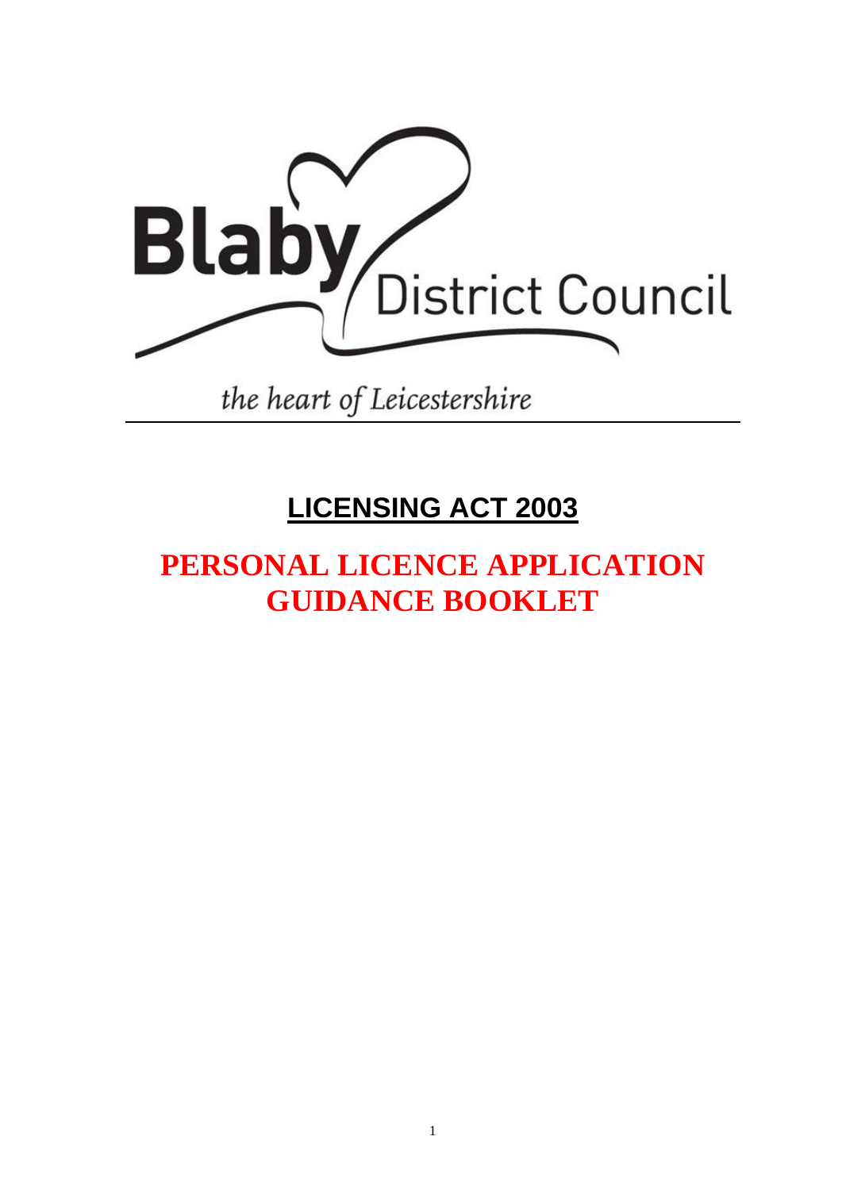Blaby District Council

*the heart of Leicestershire*

# LICENSING ACT 2003

# PERSONAL LICENCE APPLICATION GUIDANCE BOOKLET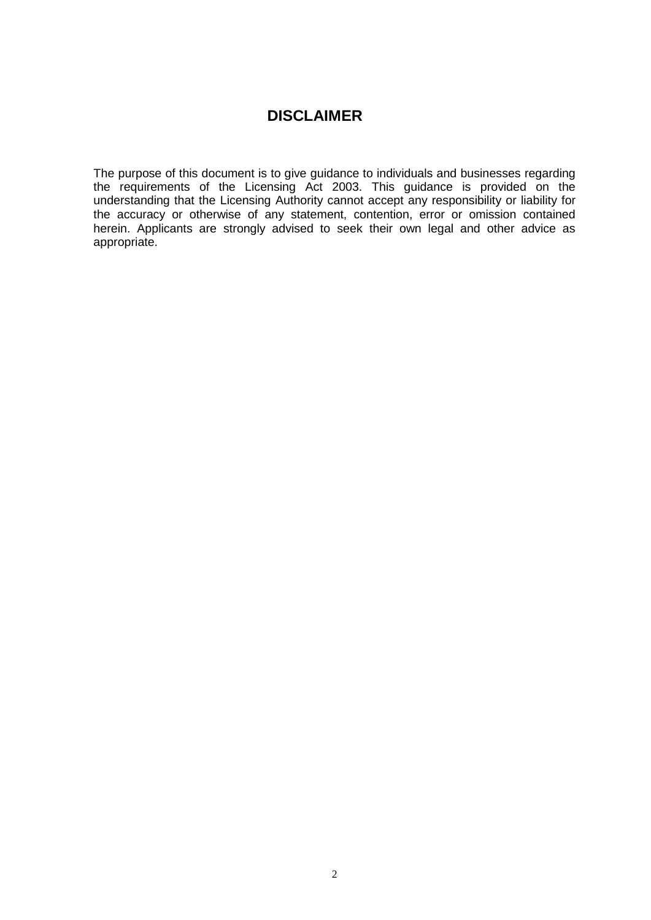# DISCLAIMER

The purpose of this document is to give guidance to individuals and businesses regarding the requirements of the Licensing Act 2003. This guidance is provided on the understanding that the Licensing Authority cannot accept any responsibility or liability for the accuracy or otherwise of any statement, contention, error or omission contained herein. Applicants are strongly advised to seek their own legal and other advice as appropriate.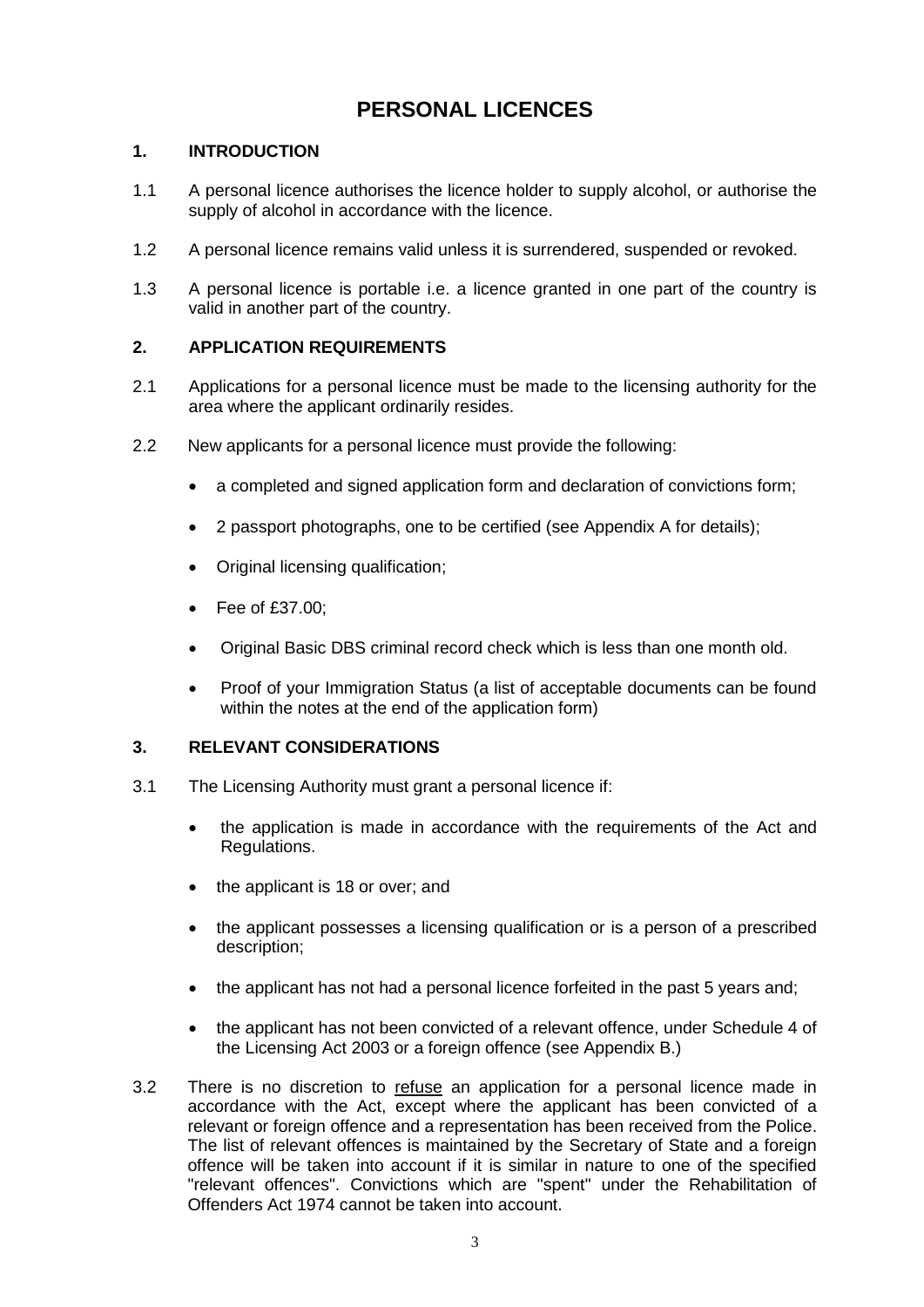# PERSONAL LICENCES

## 1. INTRODUCTION

1.1 A personal licence authorises the licence holder to supply alcohol, or authorise the supply of alcohol in accordance with the licence.

1.2 A personal licence remains valid unless it is surrendered, suspended or revoked.

1.3 A personal licence is portable i.e. a licence granted in one part of the country is valid in another part of the country.

## 2. APPLICATION REQUIREMENTS

2.1 Applications for a personal licence must be made to the licensing authority for the area where the applicant ordinarily resides.

2.2 New applicants for a personal licence must provide the following:

- a completed and signed application form and declaration of convictions form;
- 2 passport photographs, one to be certified (see Appendix A for details);
- Original licensing qualification;
- Fee of £37.00;
- Original Basic DBS criminal record check which is less than one month old.
- Proof of your Immigration Status (a list of acceptable documents can be found within the notes at the end of the application form)

## 3. RELEVANT CONSIDERATIONS

3.1 The Licensing Authority must grant a personal licence if:

- the application is made in accordance with the requirements of the Act and Regulations.
- the applicant is 18 or over; and
- the applicant possesses a licensing qualification or is a person of a prescribed description;
- the applicant has not had a personal licence forfeited in the past 5 years and;
- the applicant has not been convicted of a relevant offence, under Schedule 4 of the Licensing Act 2003 or a foreign offence (see Appendix B.)

3.2 There is no discretion to <u>refuse</u> an application for a personal licence made in accordance with the Act, except where the applicant has been convicted of a relevant or foreign offence and a representation has been received from the Police. The list of relevant offences is maintained by the Secretary of State and a foreign offence will be taken into account if it is similar in nature to one of the specified "relevant offences". Convictions which are "spent" under the Rehabilitation of Offenders Act 1974 cannot be taken into account.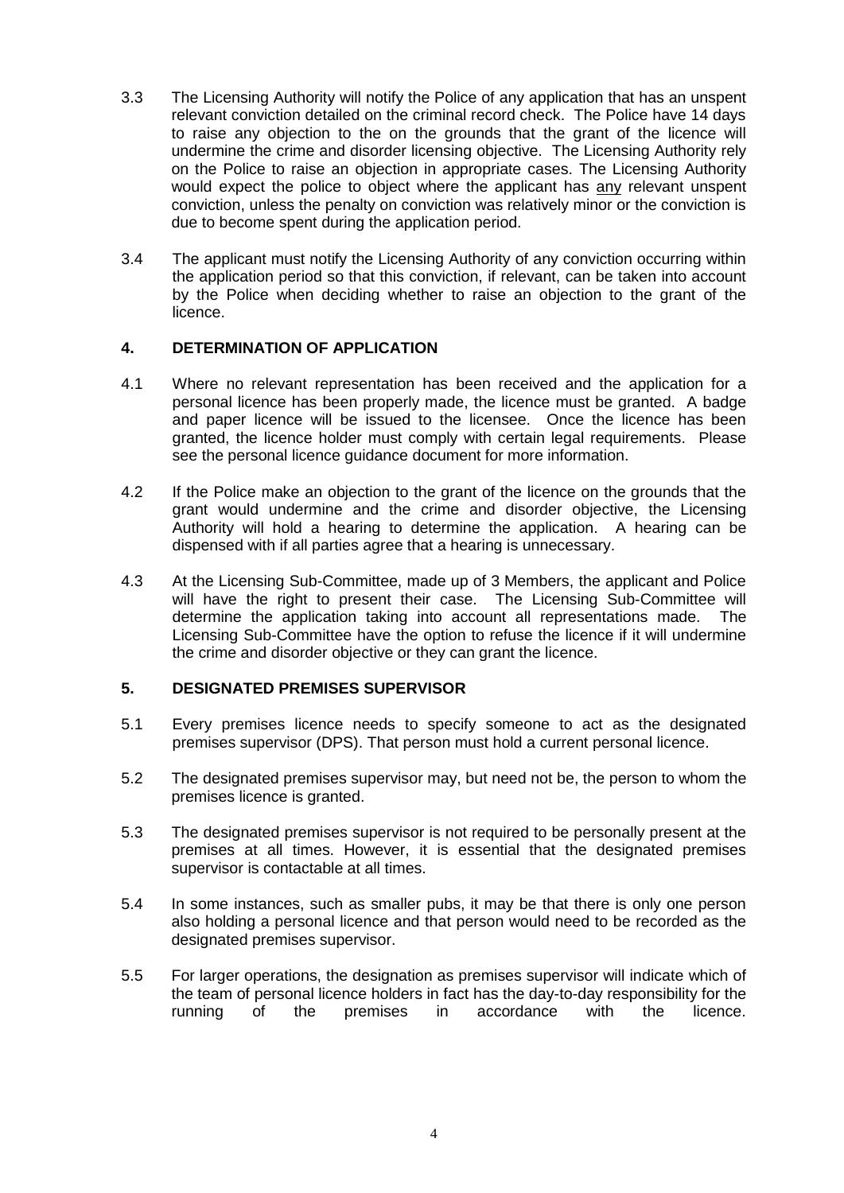3.3 The Licensing Authority will notify the Police of any application that has an unspent relevant conviction detailed on the criminal record check. The Police have 14 days to raise any objection to the on the grounds that the grant of the licence will undermine the crime and disorder licensing objective. The Licensing Authority rely on the Police to raise an objection in appropriate cases. The Licensing Authority would expect the police to object where the applicant has <u>any</u> relevant unspent conviction, unless the penalty on conviction was relatively minor or the conviction is due to become spent during the application period.

3.4 The applicant must notify the Licensing Authority of any conviction occurring within the application period so that this conviction, if relevant, can be taken into account by the Police when deciding whether to raise an objection to the grant of the licence.

## 4. DETERMINATION OF APPLICATION

4.1 Where no relevant representation has been received and the application for a personal licence has been properly made, the licence must be granted. A badge and paper licence will be issued to the licensee. Once the licence has been granted, the licence holder must comply with certain legal requirements. Please see the personal licence guidance document for more information.

4.2 If the Police make an objection to the grant of the licence on the grounds that the grant would undermine and the crime and disorder objective, the Licensing Authority will hold a hearing to determine the application. A hearing can be dispensed with if all parties agree that a hearing is unnecessary.

4.3 At the Licensing Sub-Committee, made up of 3 Members, the applicant and Police will have the right to present their case. The Licensing Sub-Committee will determine the application taking into account all representations made. The Licensing Sub-Committee have the option to refuse the licence if it will undermine the crime and disorder objective or they can grant the licence.

## 5. DESIGNATED PREMISES SUPERVISOR

5.1 Every premises licence needs to specify someone to act as the designated premises supervisor (DPS). That person must hold a current personal licence.

5.2 The designated premises supervisor may, but need not be, the person to whom the premises licence is granted.

5.3 The designated premises supervisor is not required to be personally present at the premises at all times. However, it is essential that the designated premises supervisor is contactable at all times.

5.4 In some instances, such as smaller pubs, it may be that there is only one person also holding a personal licence and that person would need to be recorded as the designated premises supervisor.

5.5 For larger operations, the designation as premises supervisor will indicate which of the team of personal licence holders in fact has the day-to-day responsibility for the running of the premises in accordance with the licence.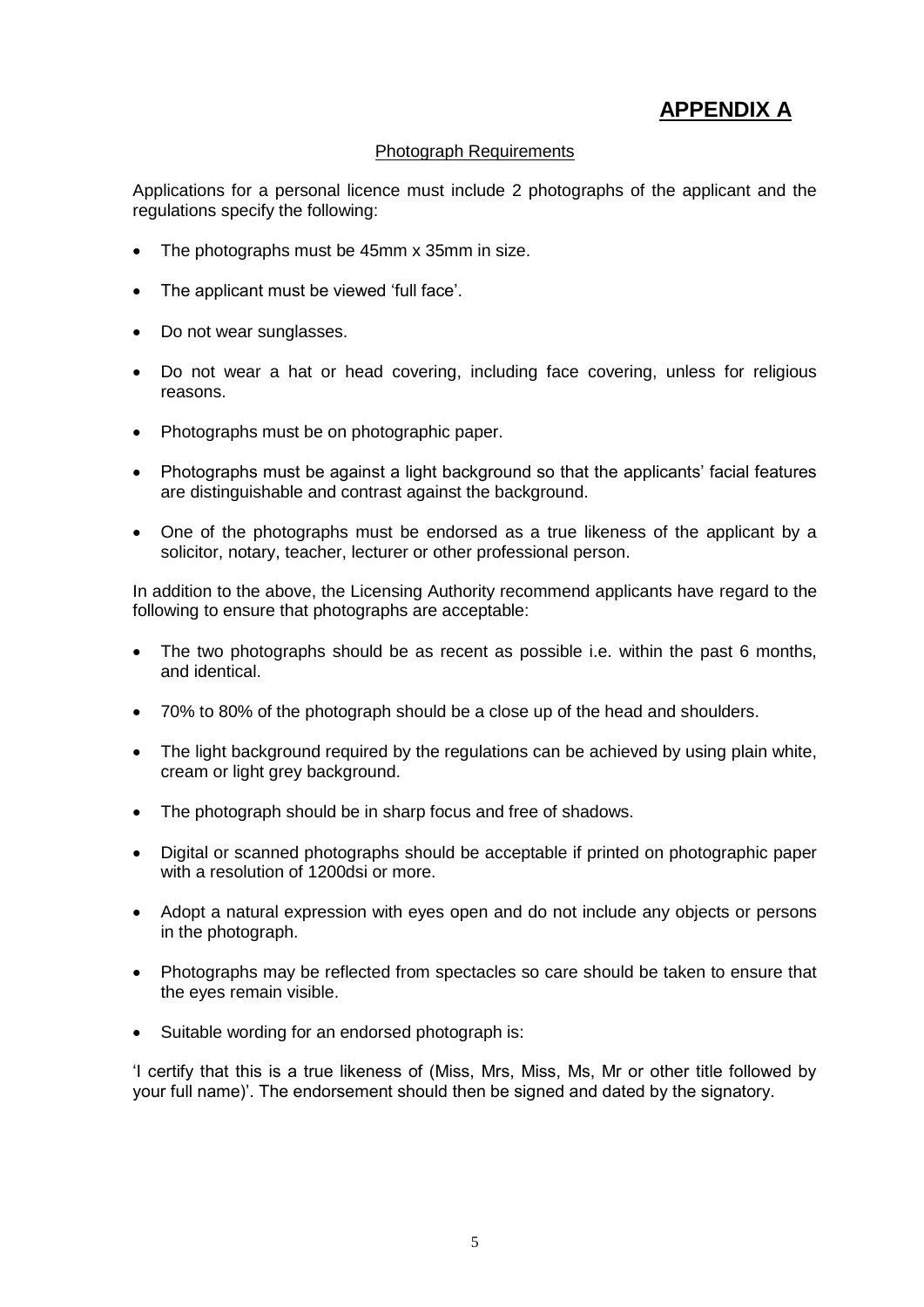# APPENDIX A

## Photograph Requirements

Applications for a personal licence must include 2 photographs of the applicant and the regulations specify the following:

- The photographs must be 45mm x 35mm in size.
- The applicant must be viewed 'full face'.
- Do not wear sunglasses.
- Do not wear a hat or head covering, including face covering, unless for religious reasons.
- Photographs must be on photographic paper.
- Photographs must be against a light background so that the applicants' facial features are distinguishable and contrast against the background.
- One of the photographs must be endorsed as a true likeness of the applicant by a solicitor, notary, teacher, lecturer or other professional person.

In addition to the above, the Licensing Authority recommend applicants have regard to the following to ensure that photographs are acceptable:

- The two photographs should be as recent as possible i.e. within the past 6 months, and identical.
- 70% to 80% of the photograph should be a close up of the head and shoulders.
- The light background required by the regulations can be achieved by using plain white, cream or light grey background.
- The photograph should be in sharp focus and free of shadows.
- Digital or scanned photographs should be acceptable if printed on photographic paper with a resolution of 1200dsi or more.
- Adopt a natural expression with eyes open and do not include any objects or persons in the photograph.
- Photographs may be reflected from spectacles so care should be taken to ensure that the eyes remain visible.
- Suitable wording for an endorsed photograph is:

'I certify that this is a true likeness of (Miss, Mrs, Miss, Ms, Mr or other title followed by your full name)'. The endorsement should then be signed and dated by the signatory.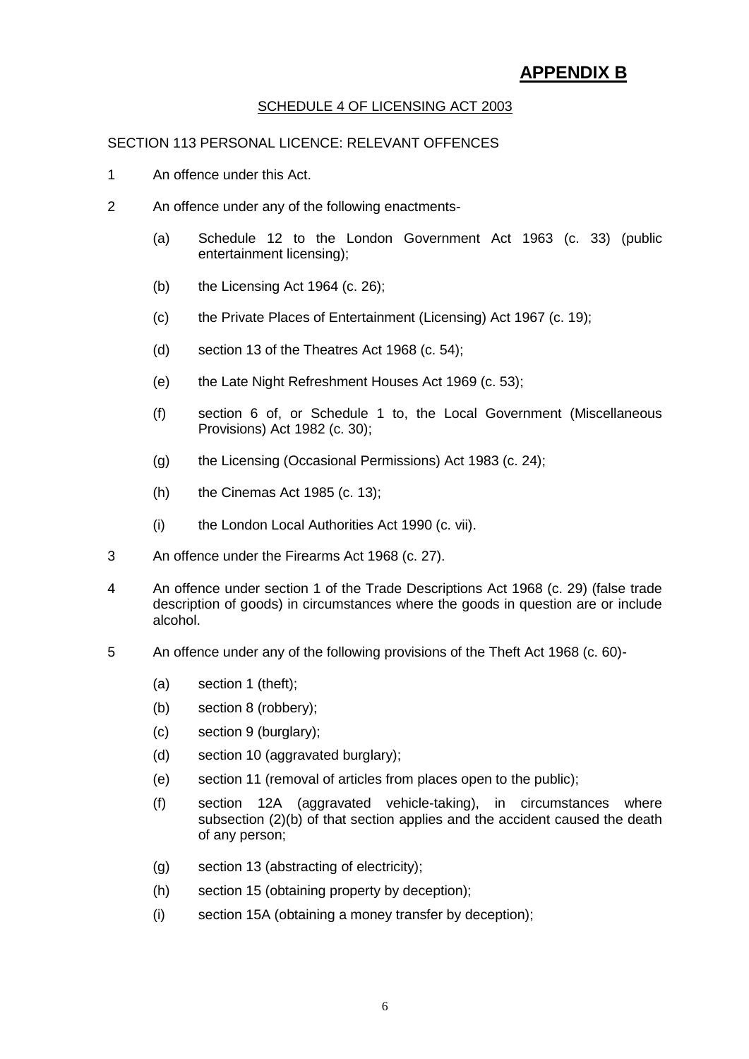# APPENDIX B

## SCHEDULE 4 OF LICENSING ACT 2003

SECTION 113 PERSONAL LICENCE: RELEVANT OFFENCES

1 An offence under this Act.

2 An offence under any of the following enactments-

   (a) Schedule 12 to the London Government Act 1963 (c. 33) (public entertainment licensing);

   (b) the Licensing Act 1964 (c. 26);

   (c) the Private Places of Entertainment (Licensing) Act 1967 (c. 19);

   (d) section 13 of the Theatres Act 1968 (c. 54);

   (e) the Late Night Refreshment Houses Act 1969 (c. 53);

   (f) section 6 of, or Schedule 1 to, the Local Government (Miscellaneous Provisions) Act 1982 (c. 30);

   (g) the Licensing (Occasional Permissions) Act 1983 (c. 24);

   (h) the Cinemas Act 1985 (c. 13);

   (i) the London Local Authorities Act 1990 (c. vii).

3 An offence under the Firearms Act 1968 (c. 27).

4 An offence under section 1 of the Trade Descriptions Act 1968 (c. 29) (false trade description of goods) in circumstances where the goods in question are or include alcohol.

5 An offence under any of the following provisions of the Theft Act 1968 (c. 60)-

   (a) section 1 (theft);

   (b) section 8 (robbery);

   (c) section 9 (burglary);

   (d) section 10 (aggravated burglary);

   (e) section 11 (removal of articles from places open to the public);

   (f) section 12A (aggravated vehicle-taking), in circumstances where subsection (2)(b) of that section applies and the accident caused the death of any person;

   (g) section 13 (abstracting of electricity);

   (h) section 15 (obtaining property by deception);

   (i) section 15A (obtaining a money transfer by deception);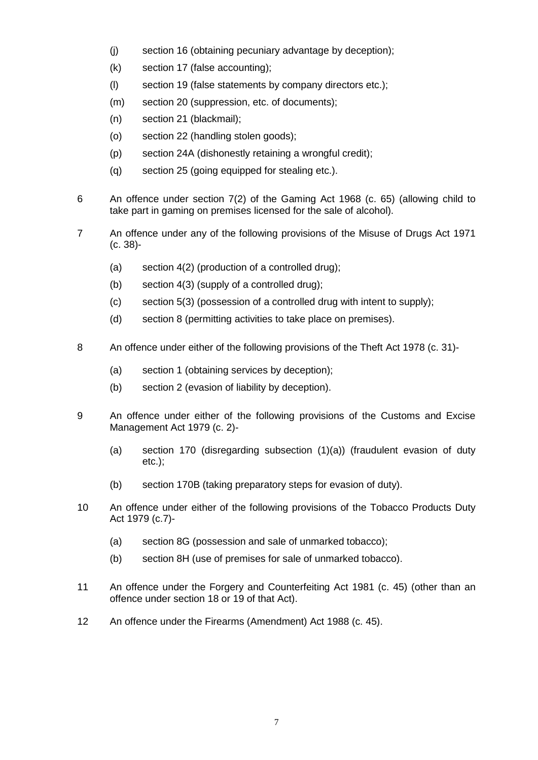(j) section 16 (obtaining pecuniary advantage by deception);

(k) section 17 (false accounting);

(l) section 19 (false statements by company directors etc.);

(m) section 20 (suppression, etc. of documents);

(n) section 21 (blackmail);

(o) section 22 (handling stolen goods);

(p) section 24A (dishonestly retaining a wrongful credit);

(q) section 25 (going equipped for stealing etc.).

6 An offence under section 7(2) of the Gaming Act 1968 (c. 65) (allowing child to take part in gaming on premises licensed for the sale of alcohol).

7 An offence under any of the following provisions of the Misuse of Drugs Act 1971 (c. 38)-

(a) section 4(2) (production of a controlled drug);

(b) section 4(3) (supply of a controlled drug);

(c) section 5(3) (possession of a controlled drug with intent to supply);

(d) section 8 (permitting activities to take place on premises).

8 An offence under either of the following provisions of the Theft Act 1978 (c. 31)-

(a) section 1 (obtaining services by deception);

(b) section 2 (evasion of liability by deception).

9 An offence under either of the following provisions of the Customs and Excise Management Act 1979 (c. 2)-

(a) section 170 (disregarding subsection (1)(a)) (fraudulent evasion of duty etc.);

(b) section 170B (taking preparatory steps for evasion of duty).

10 An offence under either of the following provisions of the Tobacco Products Duty Act 1979 (c.7)-

(a) section 8G (possession and sale of unmarked tobacco);

(b) section 8H (use of premises for sale of unmarked tobacco).

11 An offence under the Forgery and Counterfeiting Act 1981 (c. 45) (other than an offence under section 18 or 19 of that Act).

12 An offence under the Firearms (Amendment) Act 1988 (c. 45).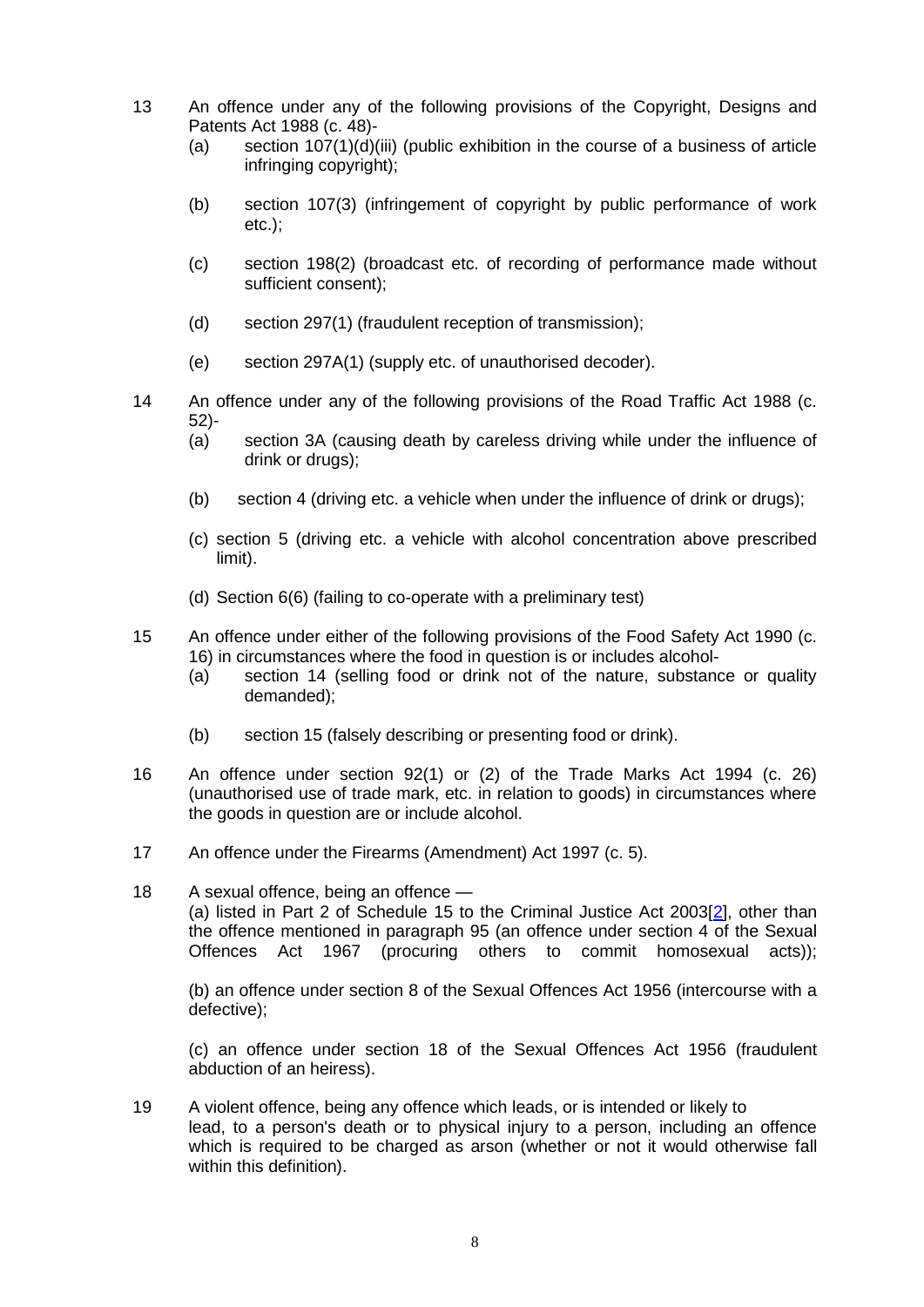13 An offence under any of the following provisions of the Copyright, Designs and Patents Act 1988 (c. 48)-

(a) section 107(1)(d)(iii) (public exhibition in the course of a business of article infringing copyright);

(b) section 107(3) (infringement of copyright by public performance of work etc.);

(c) section 198(2) (broadcast etc. of recording of performance made without sufficient consent);

(d) section 297(1) (fraudulent reception of transmission);

(e) section 297A(1) (supply etc. of unauthorised decoder).

14 An offence under any of the following provisions of the Road Traffic Act 1988 (c. 52)-

(a) section 3A (causing death by careless driving while under the influence of drink or drugs);

(b) section 4 (driving etc. a vehicle when under the influence of drink or drugs);

(c) section 5 (driving etc. a vehicle with alcohol concentration above prescribed limit).

(d) Section 6(6) (failing to co-operate with a preliminary test)

15 An offence under either of the following provisions of the Food Safety Act 1990 (c. 16) in circumstances where the food in question is or includes alcohol-

(a) section 14 (selling food or drink not of the nature, substance or quality demanded);

(b) section 15 (falsely describing or presenting food or drink).

16 An offence under section 92(1) or (2) of the Trade Marks Act 1994 (c. 26) (unauthorised use of trade mark, etc. in relation to goods) in circumstances where the goods in question are or include alcohol.

17 An offence under the Firearms (Amendment) Act 1997 (c. 5).

18 A sexual offence, being an offence —

(a) listed in Part 2 of Schedule 15 to the Criminal Justice Act 2003[2], other than the offence mentioned in paragraph 95 (an offence under section 4 of the Sexual Offences Act 1967 (procuring others to commit homosexual acts));

(b) an offence under section 8 of the Sexual Offences Act 1956 (intercourse with a defective);

(c) an offence under section 18 of the Sexual Offences Act 1956 (fraudulent abduction of an heiress).

19 A violent offence, being any offence which leads, or is intended or likely to lead, to a person's death or to physical injury to a person, including an offence which is required to be charged as arson (whether or not it would otherwise fall within this definition).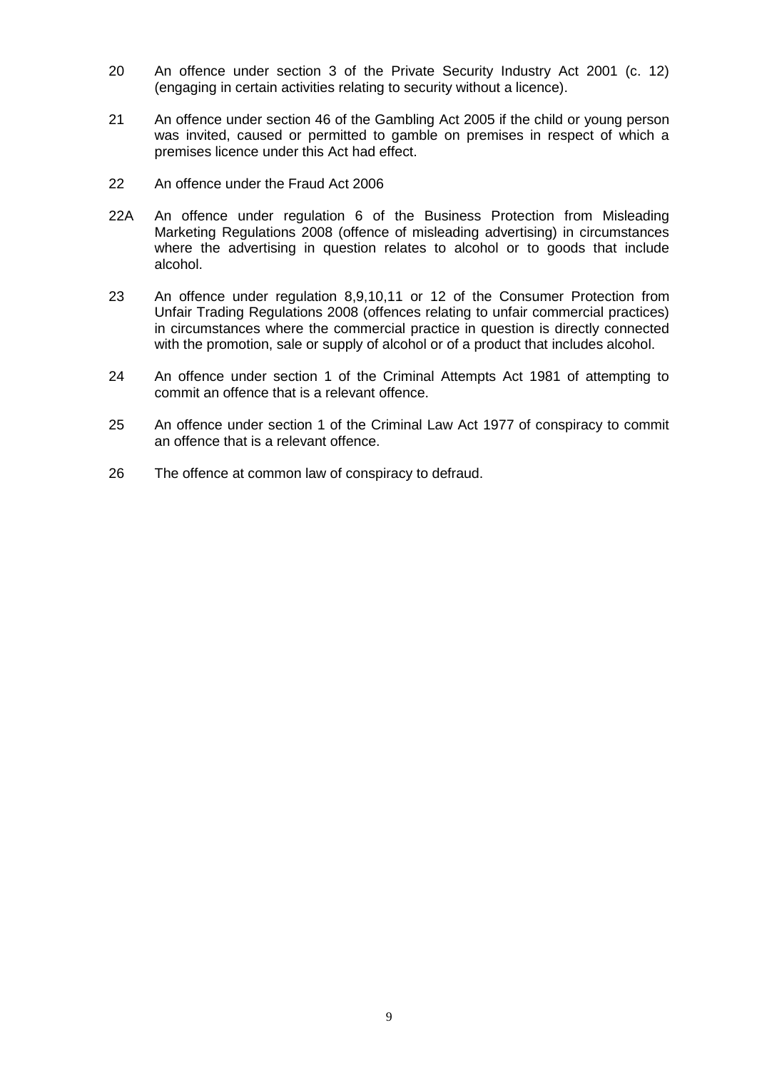20 An offence under section 3 of the Private Security Industry Act 2001 (c. 12) (engaging in certain activities relating to security without a licence).

21 An offence under section 46 of the Gambling Act 2005 if the child or young person was invited, caused or permitted to gamble on premises in respect of which a premises licence under this Act had effect.

22 An offence under the Fraud Act 2006

22A An offence under regulation 6 of the Business Protection from Misleading Marketing Regulations 2008 (offence of misleading advertising) in circumstances where the advertising in question relates to alcohol or to goods that include alcohol.

23 An offence under regulation 8,9,10,11 or 12 of the Consumer Protection from Unfair Trading Regulations 2008 (offences relating to unfair commercial practices) in circumstances where the commercial practice in question is directly connected with the promotion, sale or supply of alcohol or of a product that includes alcohol.

24 An offence under section 1 of the Criminal Attempts Act 1981 of attempting to commit an offence that is a relevant offence.

25 An offence under section 1 of the Criminal Law Act 1977 of conspiracy to commit an offence that is a relevant offence.

26 The offence at common law of conspiracy to defraud.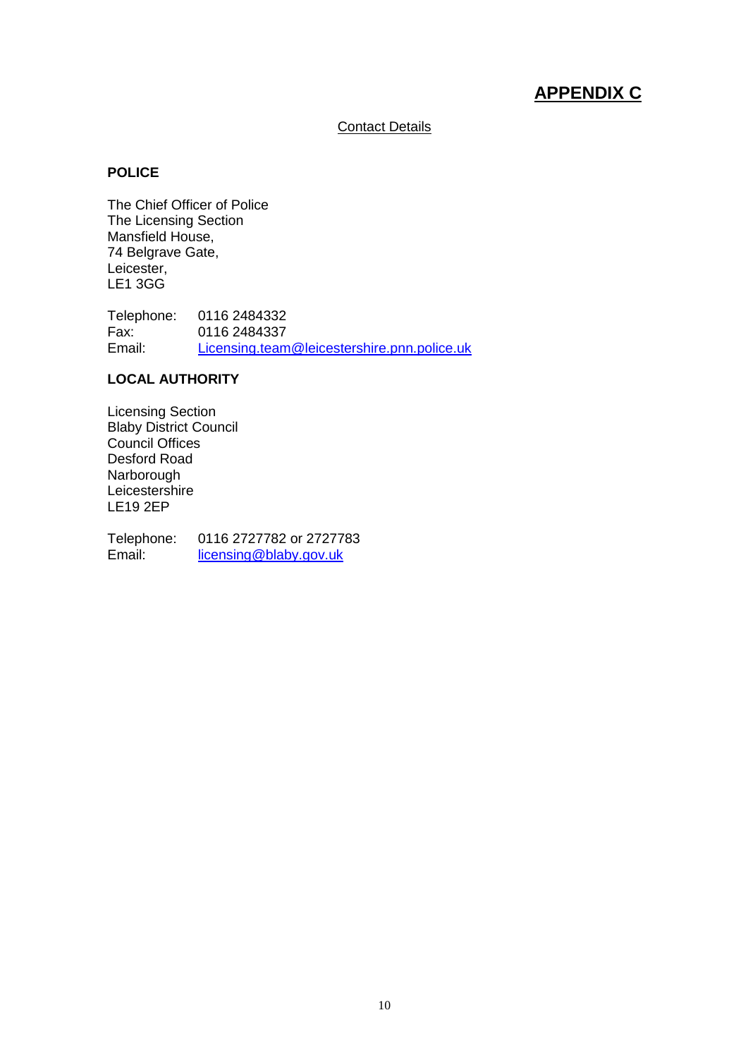# APPENDIX C

Contact Details

**POLICE**

The Chief Officer of Police
The Licensing Section
Mansfield House,
74 Belgrave Gate,
Leicester,
LE1 3GG

Telephone: 0116 2484332
Fax: 0116 2484337
Email: Licensing.team@leicestershire.pnn.police.uk

**LOCAL AUTHORITY**

Licensing Section
Blaby District Council
Council Offices
Desford Road
Narborough
Leicestershire
LE19 2EP

Telephone: 0116 2727782 or 2727783
Email: licensing@blaby.gov.uk